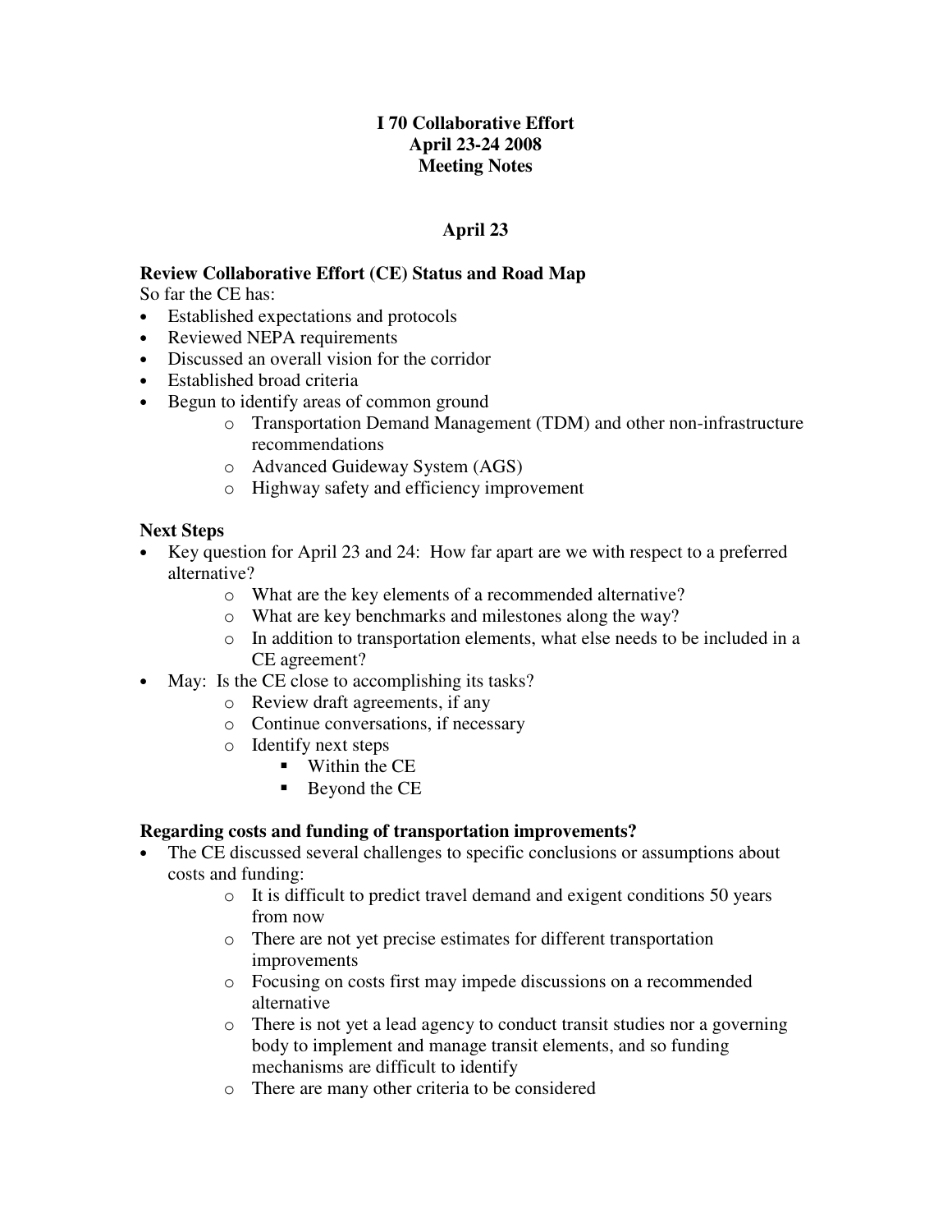# I 70 Collaborative Effort
# April 23-24 2008
# Meeting Notes

## April 23

### Review Collaborative Effort (CE) Status and Road Map

So far the CE has:

- Established expectations and protocols
- Reviewed NEPA requirements
- Discussed an overall vision for the corridor
- Established broad criteria
- Begun to identify areas of common ground
  - Transportation Demand Management (TDM) and other non-infrastructure recommendations
  - Advanced Guideway System (AGS)
  - Highway safety and efficiency improvement

### Next Steps

- Key question for April 23 and 24: How far apart are we with respect to a preferred alternative?
  - What are the key elements of a recommended alternative?
  - What are key benchmarks and milestones along the way?
  - In addition to transportation elements, what else needs to be included in a CE agreement?
- May: Is the CE close to accomplishing its tasks?
  - Review draft agreements, if any
  - Continue conversations, if necessary
  - Identify next steps
    - Within the CE
    - Beyond the CE

### Regarding costs and funding of transportation improvements?

- The CE discussed several challenges to specific conclusions or assumptions about costs and funding:
  - It is difficult to predict travel demand and exigent conditions 50 years from now
  - There are not yet precise estimates for different transportation improvements
  - Focusing on costs first may impede discussions on a recommended alternative
  - There is not yet a lead agency to conduct transit studies nor a governing body to implement and manage transit elements, and so funding mechanisms are difficult to identify
  - There are many other criteria to be considered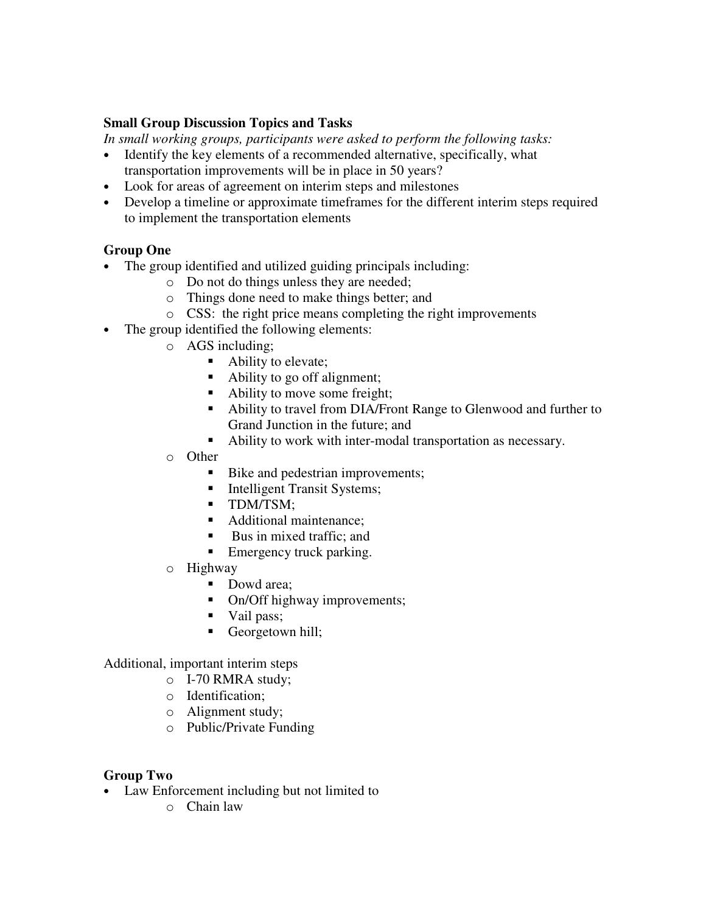**Small Group Discussion Topics and Tasks**

*In small working groups, participants were asked to perform the following tasks:*

- Identify the key elements of a recommended alternative, specifically, what transportation improvements will be in place in 50 years?
- Look for areas of agreement on interim steps and milestones
- Develop a timeline or approximate timeframes for the different interim steps required to implement the transportation elements

**Group One**

- The group identified and utilized guiding principals including:
    - Do not do things unless they are needed;
    - Things done need to make things better; and
    - CSS: the right price means completing the right improvements
- The group identified the following elements:
    - AGS including;
        - Ability to elevate;
        - Ability to go off alignment;
        - Ability to move some freight;
        - Ability to travel from DIA/Front Range to Glenwood and further to Grand Junction in the future; and
        - Ability to work with inter-modal transportation as necessary.
    - Other
        - Bike and pedestrian improvements;
        - Intelligent Transit Systems;
        - TDM/TSM;
        - Additional maintenance;
        - Bus in mixed traffic; and
        - Emergency truck parking.
    - Highway
        - Dowd area;
        - On/Off highway improvements;
        - Vail pass;
        - Georgetown hill;

Additional, important interim steps

- I-70 RMRA study;
- Identification;
- Alignment study;
- Public/Private Funding

**Group Two**

- Law Enforcement including but not limited to
    - Chain law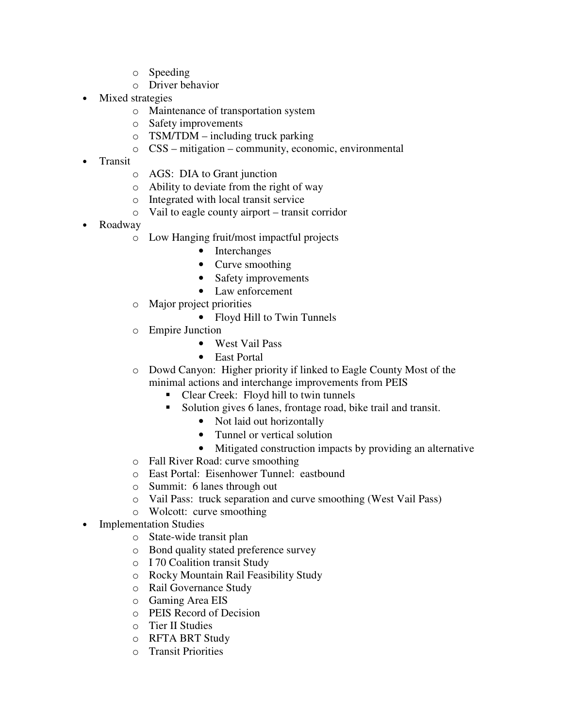- Speeding
  - Driver behavior
- Mixed strategies
  - Maintenance of transportation system
  - Safety improvements
  - TSM/TDM – including truck parking
  - CSS – mitigation – community, economic, environmental
- Transit
  - AGS: DIA to Grant junction
  - Ability to deviate from the right of way
  - Integrated with local transit service
  - Vail to eagle county airport – transit corridor
- Roadway
  - Low Hanging fruit/most impactful projects
    - Interchanges
    - Curve smoothing
    - Safety improvements
    - Law enforcement
  - Major project priorities
    - Floyd Hill to Twin Tunnels
  - Empire Junction
    - West Vail Pass
    - East Portal
  - Dowd Canyon: Higher priority if linked to Eagle County Most of the minimal actions and interchange improvements from PEIS
    - Clear Creek: Floyd hill to twin tunnels
    - Solution gives 6 lanes, frontage road, bike trail and transit.
      - Not laid out horizontally
      - Tunnel or vertical solution
      - Mitigated construction impacts by providing an alternative
  - Fall River Road: curve smoothing
  - East Portal: Eisenhower Tunnel: eastbound
  - Summit: 6 lanes through out
  - Vail Pass: truck separation and curve smoothing (West Vail Pass)
  - Wolcott: curve smoothing
- Implementation Studies
  - State-wide transit plan
  - Bond quality stated preference survey
  - I 70 Coalition transit Study
  - Rocky Mountain Rail Feasibility Study
  - Rail Governance Study
  - Gaming Area EIS
  - PEIS Record of Decision
  - Tier II Studies
  - RFTA BRT Study
  - Transit Priorities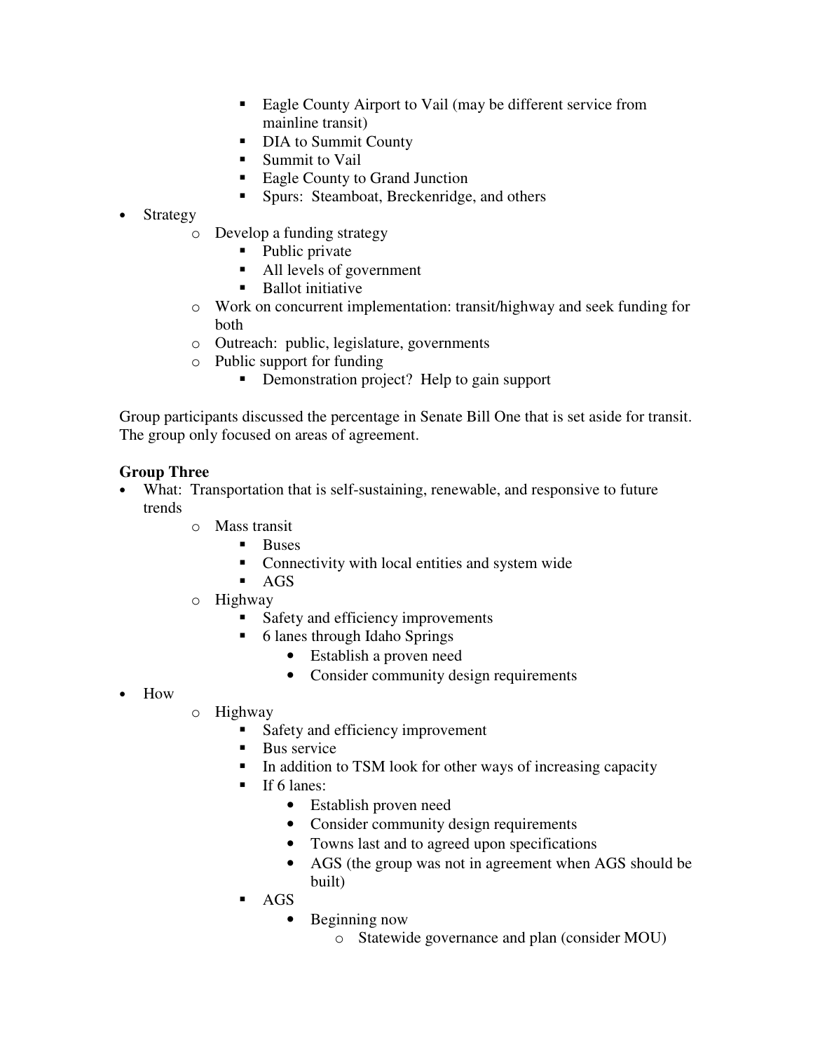- Eagle County Airport to Vail (may be different service from mainline transit)
        - DIA to Summit County
        - Summit to Vail
        - Eagle County to Grand Junction
        - Spurs: Steamboat, Breckenridge, and others
- Strategy
    - Develop a funding strategy
        - Public private
        - All levels of government
        - Ballot initiative
    - Work on concurrent implementation: transit/highway and seek funding for both
    - Outreach: public, legislature, governments
    - Public support for funding
        - Demonstration project? Help to gain support

Group participants discussed the percentage in Senate Bill One that is set aside for transit. The group only focused on areas of agreement.

**Group Three**

- What: Transportation that is self-sustaining, renewable, and responsive to future trends
    - Mass transit
        - Buses
        - Connectivity with local entities and system wide
        - AGS
    - Highway
        - Safety and efficiency improvements
        - 6 lanes through Idaho Springs
            - Establish a proven need
            - Consider community design requirements
- How
    - Highway
        - Safety and efficiency improvement
        - Bus service
        - In addition to TSM look for other ways of increasing capacity
        - If 6 lanes:
            - Establish proven need
            - Consider community design requirements
            - Towns last and to agreed upon specifications
            - AGS (the group was not in agreement when AGS should be built)
        - AGS
            - Beginning now
                - Statewide governance and plan (consider MOU)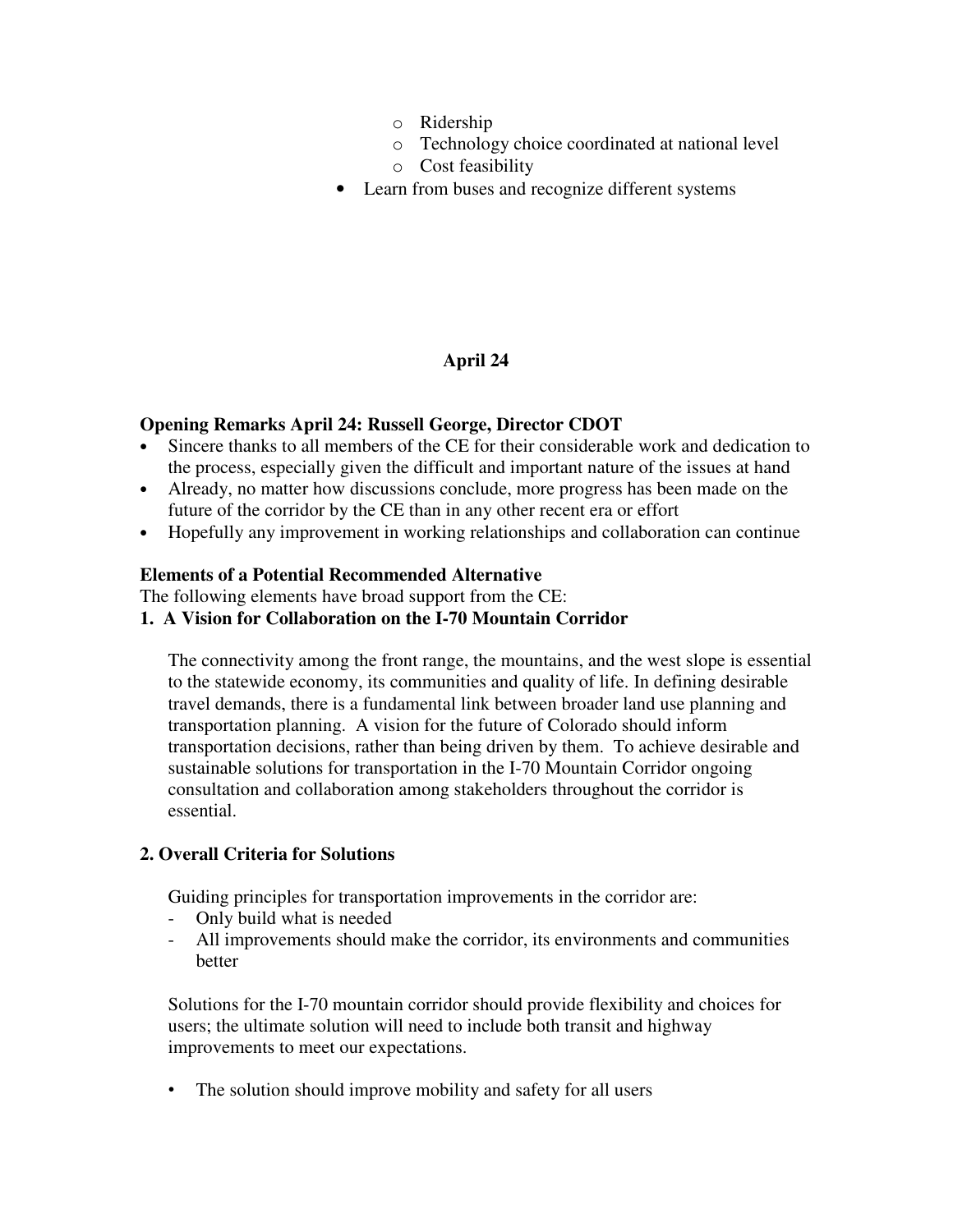- Ridership
  - Technology choice coordinated at national level
  - Cost feasibility
- Learn from buses and recognize different systems

## April 24

**Opening Remarks April 24: Russell George, Director CDOT**

- Sincere thanks to all members of the CE for their considerable work and dedication to the process, especially given the difficult and important nature of the issues at hand
- Already, no matter how discussions conclude, more progress has been made on the future of the corridor by the CE than in any other recent era or effort
- Hopefully any improvement in working relationships and collaboration can continue

**Elements of a Potential Recommended Alternative**

The following elements have broad support from the CE:

**1. A Vision for Collaboration on the I-70 Mountain Corridor**

The connectivity among the front range, the mountains, and the west slope is essential to the statewide economy, its communities and quality of life. In defining desirable travel demands, there is a fundamental link between broader land use planning and transportation planning. A vision for the future of Colorado should inform transportation decisions, rather than being driven by them. To achieve desirable and sustainable solutions for transportation in the I-70 Mountain Corridor ongoing consultation and collaboration among stakeholders throughout the corridor is essential.

**2. Overall Criteria for Solutions**

Guiding principles for transportation improvements in the corridor are:

- Only build what is needed
- All improvements should make the corridor, its environments and communities better

Solutions for the I-70 mountain corridor should provide flexibility and choices for users; the ultimate solution will need to include both transit and highway improvements to meet our expectations.

- The solution should improve mobility and safety for all users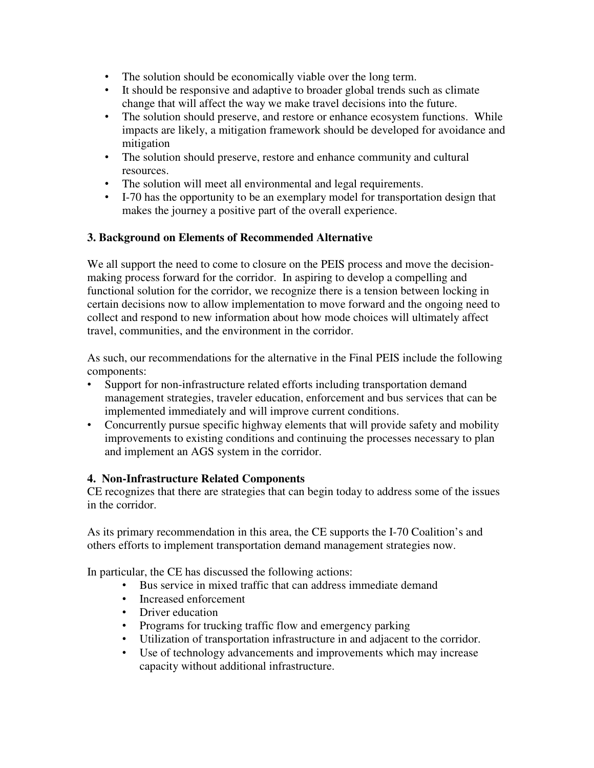- The solution should be economically viable over the long term.
- It should be responsive and adaptive to broader global trends such as climate change that will affect the way we make travel decisions into the future.
- The solution should preserve, and restore or enhance ecosystem functions. While impacts are likely, a mitigation framework should be developed for avoidance and mitigation
- The solution should preserve, restore and enhance community and cultural resources.
- The solution will meet all environmental and legal requirements.
- I-70 has the opportunity to be an exemplary model for transportation design that makes the journey a positive part of the overall experience.

**3. Background on Elements of Recommended Alternative**

We all support the need to come to closure on the PEIS process and move the decision-making process forward for the corridor. In aspiring to develop a compelling and functional solution for the corridor, we recognize there is a tension between locking in certain decisions now to allow implementation to move forward and the ongoing need to collect and respond to new information about how mode choices will ultimately affect travel, communities, and the environment in the corridor.

As such, our recommendations for the alternative in the Final PEIS include the following components:

- Support for non-infrastructure related efforts including transportation demand management strategies, traveler education, enforcement and bus services that can be implemented immediately and will improve current conditions.
- Concurrently pursue specific highway elements that will provide safety and mobility improvements to existing conditions and continuing the processes necessary to plan and implement an AGS system in the corridor.

**4. Non-Infrastructure Related Components**

CE recognizes that there are strategies that can begin today to address some of the issues in the corridor.

As its primary recommendation in this area, the CE supports the I-70 Coalition's and others efforts to implement transportation demand management strategies now.

In particular, the CE has discussed the following actions:

- Bus service in mixed traffic that can address immediate demand
- Increased enforcement
- Driver education
- Programs for trucking traffic flow and emergency parking
- Utilization of transportation infrastructure in and adjacent to the corridor.
- Use of technology advancements and improvements which may increase capacity without additional infrastructure.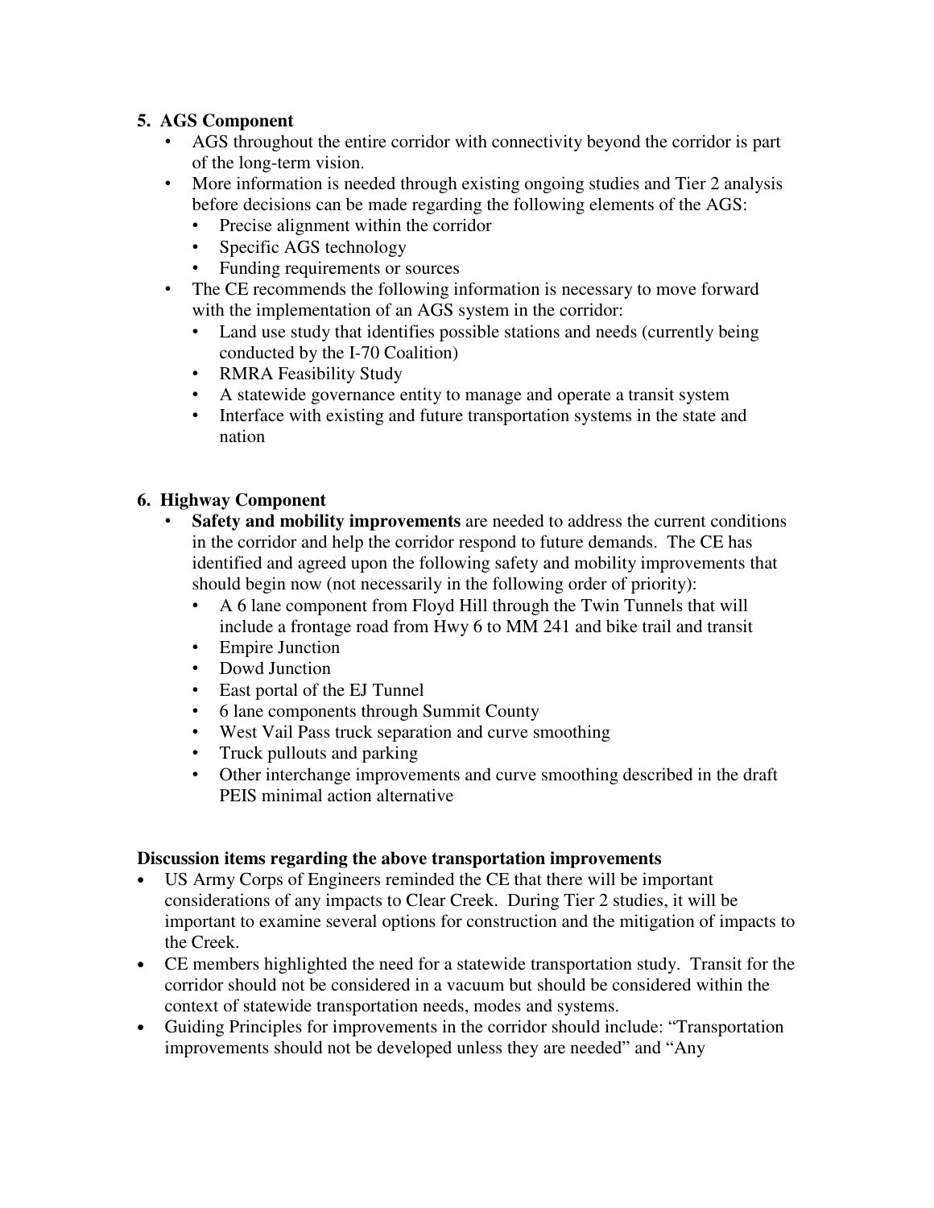### 5. AGS Component

- AGS throughout the entire corridor with connectivity beyond the corridor is part of the long-term vision.
- More information is needed through existing ongoing studies and Tier 2 analysis before decisions can be made regarding the following elements of the AGS:
  - Precise alignment within the corridor
  - Specific AGS technology
  - Funding requirements or sources
- The CE recommends the following information is necessary to move forward with the implementation of an AGS system in the corridor:
  - Land use study that identifies possible stations and needs (currently being conducted by the I-70 Coalition)
  - RMRA Feasibility Study
  - A statewide governance entity to manage and operate a transit system
  - Interface with existing and future transportation systems in the state and nation

### 6. Highway Component

- **Safety and mobility improvements** are needed to address the current conditions in the corridor and help the corridor respond to future demands. The CE has identified and agreed upon the following safety and mobility improvements that should begin now (not necessarily in the following order of priority):
  - A 6 lane component from Floyd Hill through the Twin Tunnels that will include a frontage road from Hwy 6 to MM 241 and bike trail and transit
  - Empire Junction
  - Dowd Junction
  - East portal of the EJ Tunnel
  - 6 lane components through Summit County
  - West Vail Pass truck separation and curve smoothing
  - Truck pullouts and parking
  - Other interchange improvements and curve smoothing described in the draft PEIS minimal action alternative

**Discussion items regarding the above transportation improvements**

- US Army Corps of Engineers reminded the CE that there will be important considerations of any impacts to Clear Creek. During Tier 2 studies, it will be important to examine several options for construction and the mitigation of impacts to the Creek.
- CE members highlighted the need for a statewide transportation study. Transit for the corridor should not be considered in a vacuum but should be considered within the context of statewide transportation needs, modes and systems.
- Guiding Principles for improvements in the corridor should include: "Transportation improvements should not be developed unless they are needed" and "Any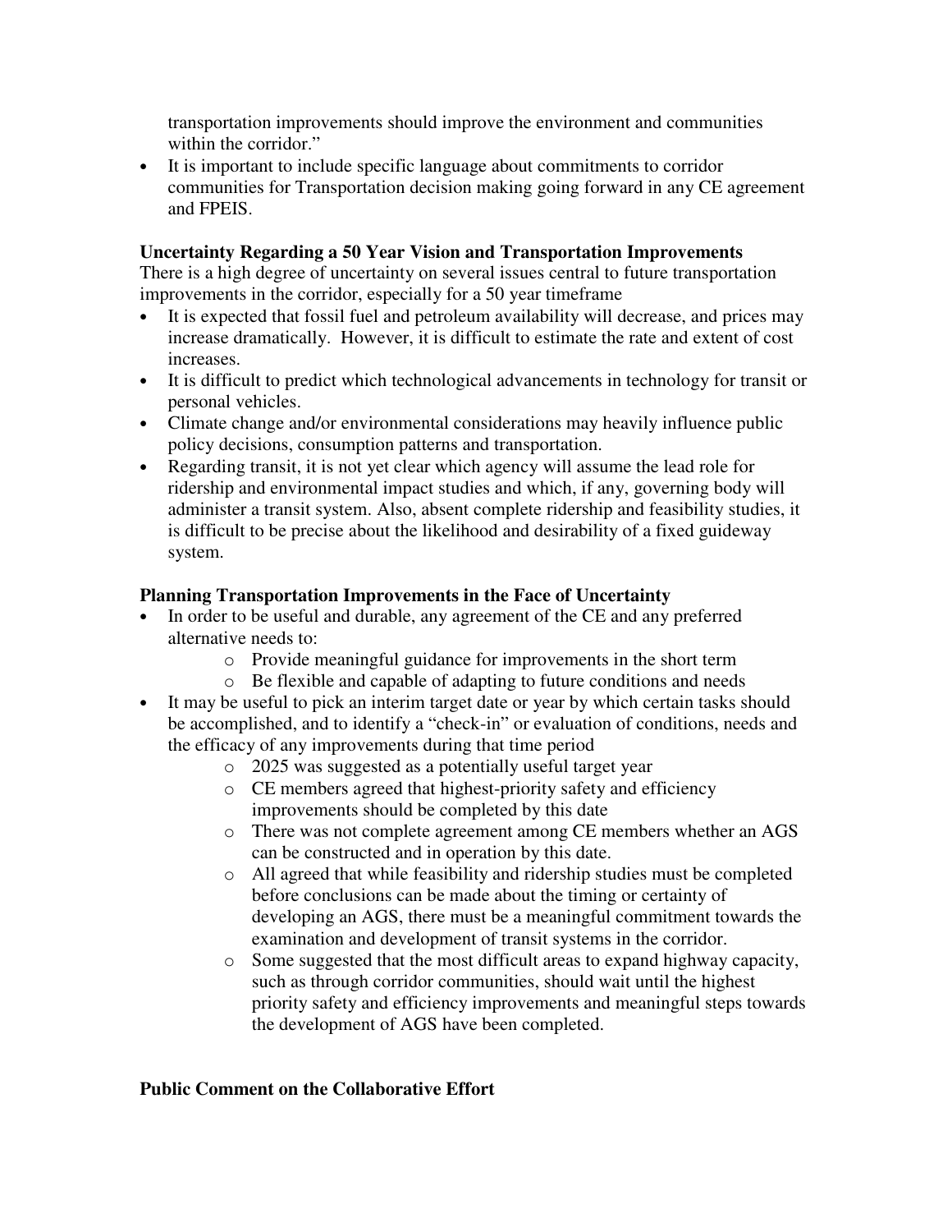transportation improvements should improve the environment and communities within the corridor."

- It is important to include specific language about commitments to corridor communities for Transportation decision making going forward in any CE agreement and FPEIS.

**Uncertainty Regarding a 50 Year Vision and Transportation Improvements**

There is a high degree of uncertainty on several issues central to future transportation improvements in the corridor, especially for a 50 year timeframe

- It is expected that fossil fuel and petroleum availability will decrease, and prices may increase dramatically. However, it is difficult to estimate the rate and extent of cost increases.
- It is difficult to predict which technological advancements in technology for transit or personal vehicles.
- Climate change and/or environmental considerations may heavily influence public policy decisions, consumption patterns and transportation.
- Regarding transit, it is not yet clear which agency will assume the lead role for ridership and environmental impact studies and which, if any, governing body will administer a transit system. Also, absent complete ridership and feasibility studies, it is difficult to be precise about the likelihood and desirability of a fixed guideway system.

**Planning Transportation Improvements in the Face of Uncertainty**

- In order to be useful and durable, any agreement of the CE and any preferred alternative needs to:
  - Provide meaningful guidance for improvements in the short term
  - Be flexible and capable of adapting to future conditions and needs
- It may be useful to pick an interim target date or year by which certain tasks should be accomplished, and to identify a "check-in" or evaluation of conditions, needs and the efficacy of any improvements during that time period
  - 2025 was suggested as a potentially useful target year
  - CE members agreed that highest-priority safety and efficiency improvements should be completed by this date
  - There was not complete agreement among CE members whether an AGS can be constructed and in operation by this date.
  - All agreed that while feasibility and ridership studies must be completed before conclusions can be made about the timing or certainty of developing an AGS, there must be a meaningful commitment towards the examination and development of transit systems in the corridor.
  - Some suggested that the most difficult areas to expand highway capacity, such as through corridor communities, should wait until the highest priority safety and efficiency improvements and meaningful steps towards the development of AGS have been completed.

**Public Comment on the Collaborative Effort**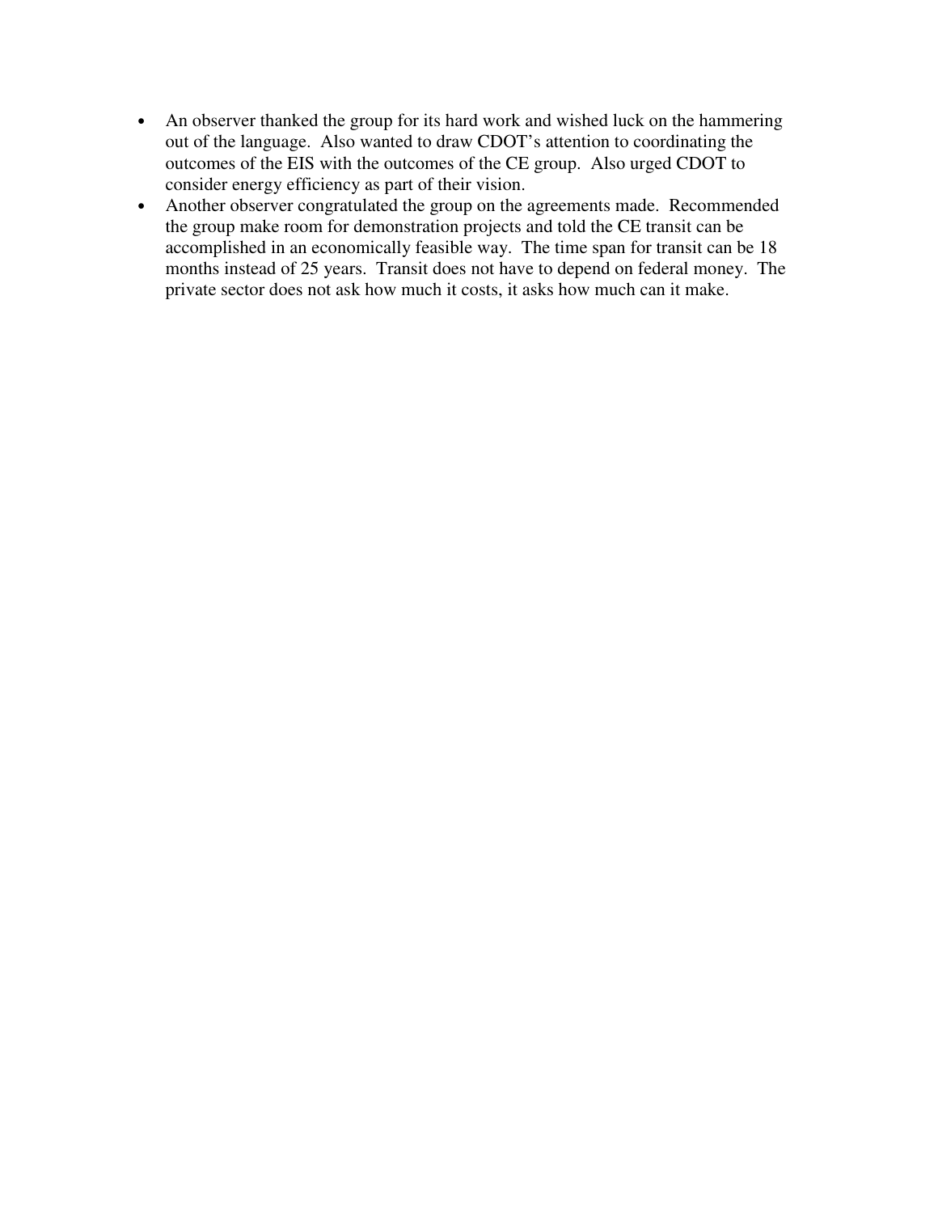- An observer thanked the group for its hard work and wished luck on the hammering out of the language. Also wanted to draw CDOT's attention to coordinating the outcomes of the EIS with the outcomes of the CE group. Also urged CDOT to consider energy efficiency as part of their vision.
- Another observer congratulated the group on the agreements made. Recommended the group make room for demonstration projects and told the CE transit can be accomplished in an economically feasible way. The time span for transit can be 18 months instead of 25 years. Transit does not have to depend on federal money. The private sector does not ask how much it costs, it asks how much can it make.